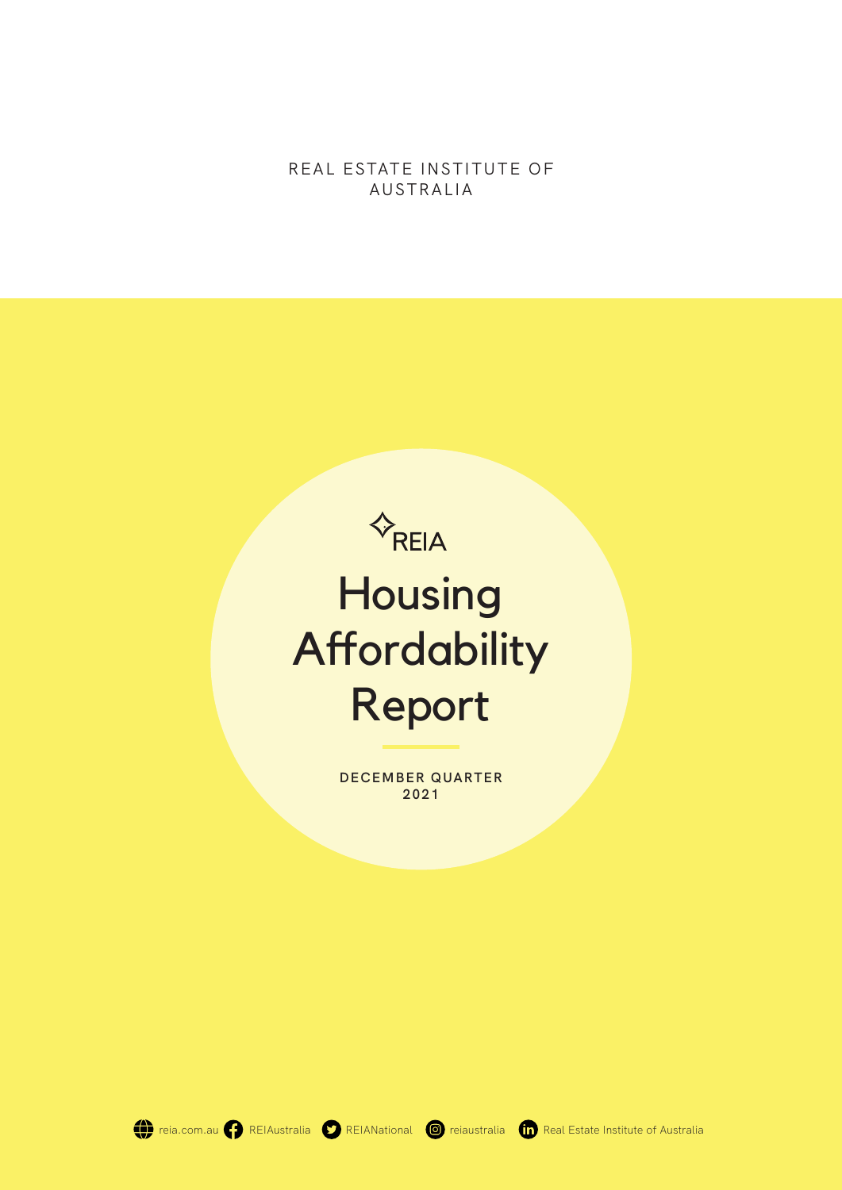REAL ESTATE INSTITUTE OF AUSTRALIA

REIA

# Housing Affordability Report

**DECEMBER QUARTER 2021**

reia.com.au REIAustralia REIANational reiaustralia Real Estate Institute of Australia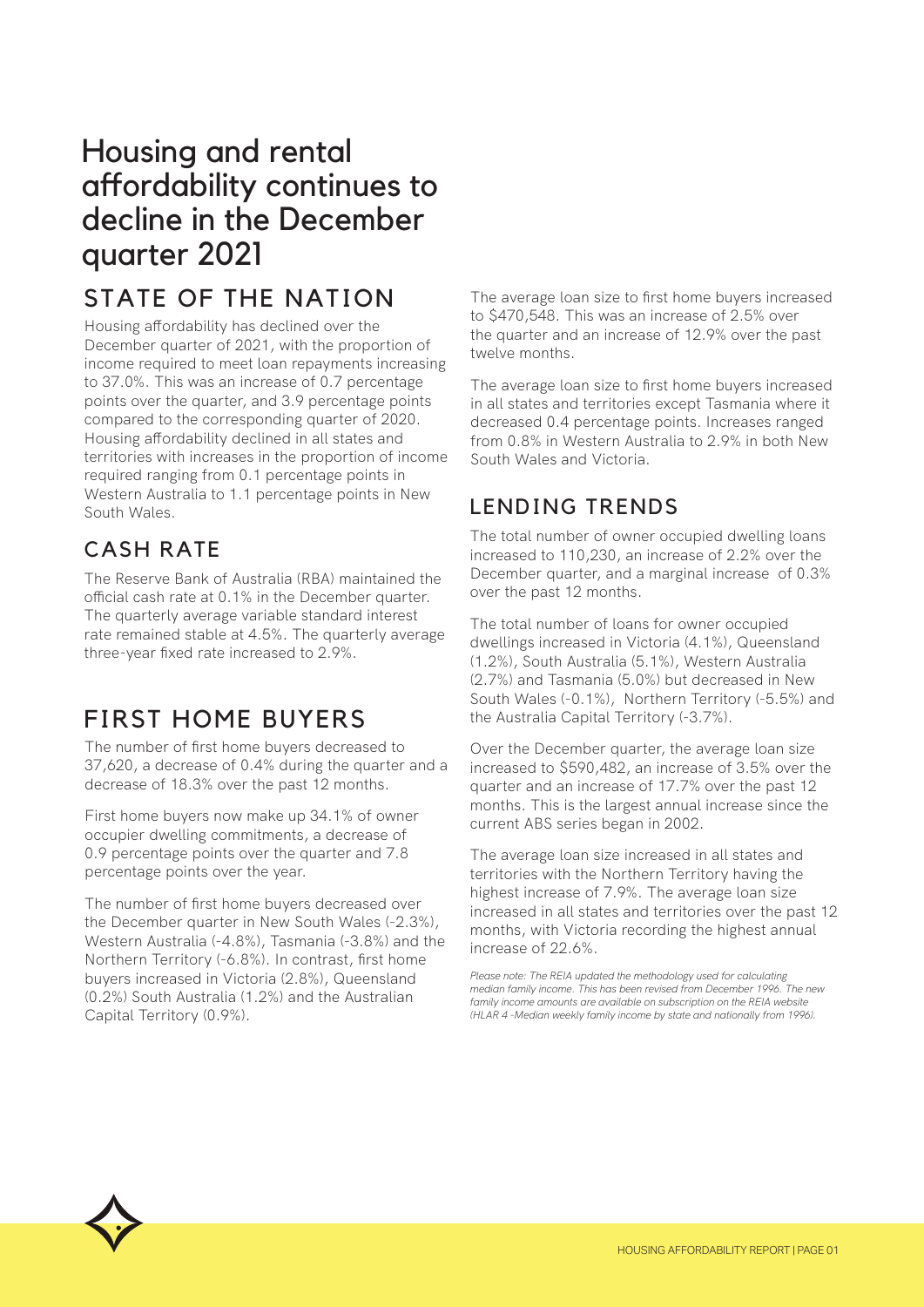# Housing and rental affordability continues to decline in the December quarter 2021

## STATE OF THE NATION

Housing affordability has declined over the December quarter of 2021, with the proportion of income required to meet loan repayments increasing to 37.0%. This was an increase of 0.7 percentage points over the quarter, and 3.9 percentage points compared to the corresponding quarter of 2020. Housing affordability declined in all states and territories with increases in the proportion of income required ranging from 0.1 percentage points in Western Australia to 1.1 percentage points in New South Wales.

## CASH RATE

The Reserve Bank of Australia (RBA) maintained the official cash rate at 0.1% in the December quarter. The quarterly average variable standard interest rate remained stable at 4.5%. The quarterly average three-year fixed rate increased to 2.9%.

## FIRST HOME BUYERS

The number of first home buyers decreased to 37,620, a decrease of 0.4% during the quarter and a decrease of 18.3% over the past 12 months.

First home buyers now make up 34.1% of owner occupier dwelling commitments, a decrease of 0.9 percentage points over the quarter and 7.8 percentage points over the year.

The number of first home buyers decreased over the December quarter in New South Wales (-2.3%), Western Australia (-4.8%), Tasmania (-3.8%) and the Northern Territory (-6.8%). In contrast, first home buyers increased in Victoria (2.8%), Queensland (0.2%) South Australia (1.2%) and the Australian Capital Territory (0.9%).

The average loan size to first home buyers increased to $470,548. This was an increase of 2.5% over the quarter and an increase of 12.9% over the past twelve months.

The average loan size to first home buyers increased in all states and territories except Tasmania where it decreased 0.4 percentage points. Increases ranged from 0.8% in Western Australia to 2.9% in both New South Wales and Victoria.

## LENDING TRENDS

The total number of owner occupied dwelling loans increased to 110,230, an increase of 2.2% over the December quarter, and a marginal increase of 0.3% over the past 12 months.

The total number of loans for owner occupied dwellings increased in Victoria (4.1%), Queensland (1.2%), South Australia (5.1%), Western Australia (2.7%) and Tasmania (5.0%) but decreased in New South Wales (-0.1%), Northern Territory (-5.5%) and the Australia Capital Territory (-3.7%).

Over the December quarter, the average loan size increased to $590,482, an increase of 3.5% over the quarter and an increase of 17.7% over the past 12 months. This is the largest annual increase since the current ABS series began in 2002.

The average loan size increased in all states and territories with the Northern Territory having the highest increase of 7.9%. The average loan size increased in all states and territories over the past 12 months, with Victoria recording the highest annual increase of 22.6%.

*Please note: The REIA updated the methodology used for calculating median family income. This has been revised from December 1996. The new family income amounts are available on subscription on the REIA website (HLAR 4 -Median weekly family income by state and nationally from 1996).*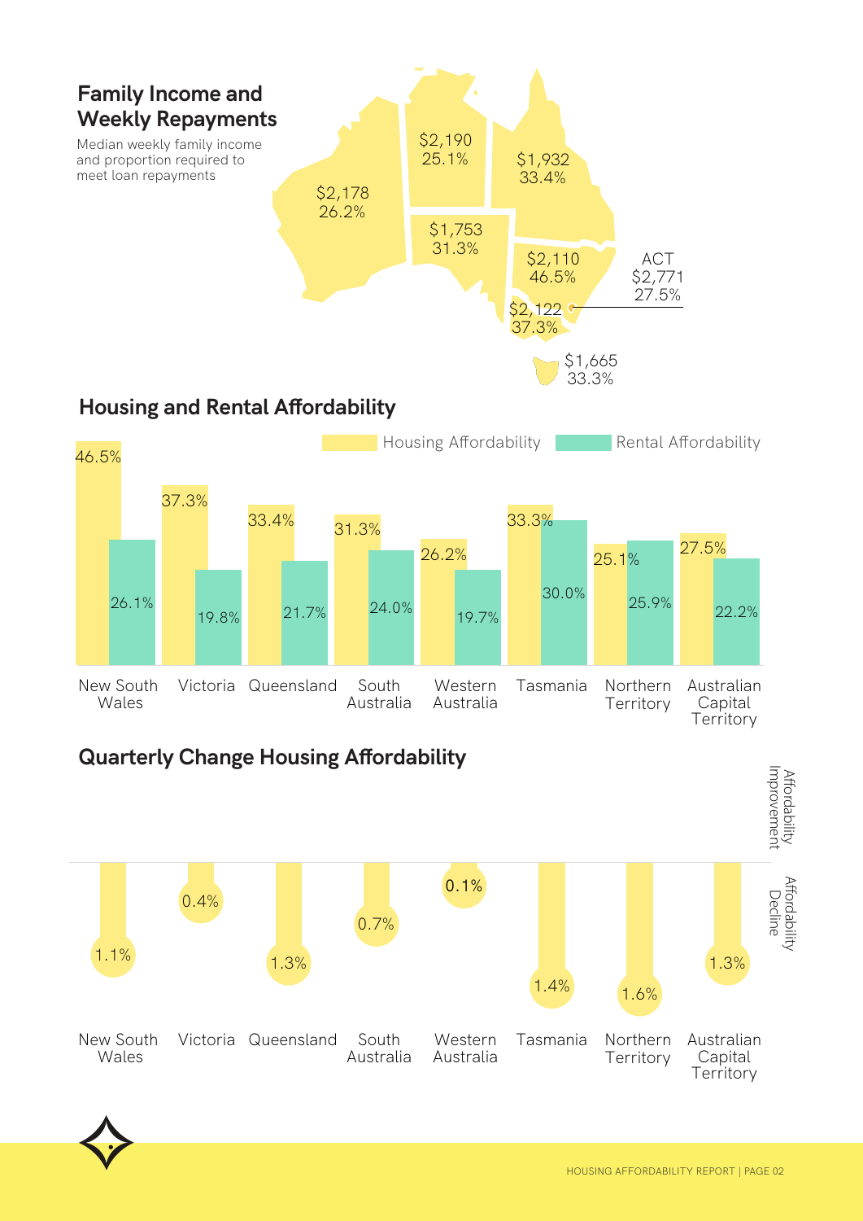## Family Income and Weekly Repayments

Median weekly family income and proportion required to meet loan repayments

| State/Territory | Median weekly family income | Proportion required to meet loan repayments |
|---|---|---|
| Western Australia | $2,178 | 26.2% |
| Northern Territory | $2,190 | 25.1% |
| Queensland | $1,932 | 33.4% |
| South Australia | $1,753 | 31.3% |
| New South Wales | $2,110 | 46.5% |
| ACT | $2,771 | 27.5% |
| Victoria | $2,122 | 37.3% |
| Tasmania | $1,665 | 33.3% |

## Housing and Rental Affordability

| | Housing Affordability | Rental Affordability |
|---|---|---|
| New South Wales | 46.5% | 26.1% |
| Victoria | 37.3% | 19.8% |
| Queensland | 33.4% | 21.7% |
| South Australia | 31.3% | 24.0% |
| Western Australia | 26.2% | 19.7% |
| Tasmania | 33.3% | 30.0% |
| Northern Territory | 25.1% | 25.9% |
| Australian Capital Territory | 27.5% | 22.2% |

## Quarterly Change Housing Affordability

(Affordability Improvement / Affordability Decline)

| | Quarterly Change (Affordability Decline) |
|---|---|
| New South Wales | 1.1% |
| Victoria | 0.4% |
| Queensland | 1.3% |
| South Australia | 0.7% |
| Western Australia | 0.1% |
| Tasmania | 1.4% |
| Northern Territory | 1.6% |
| Australian Capital Territory | 1.3% |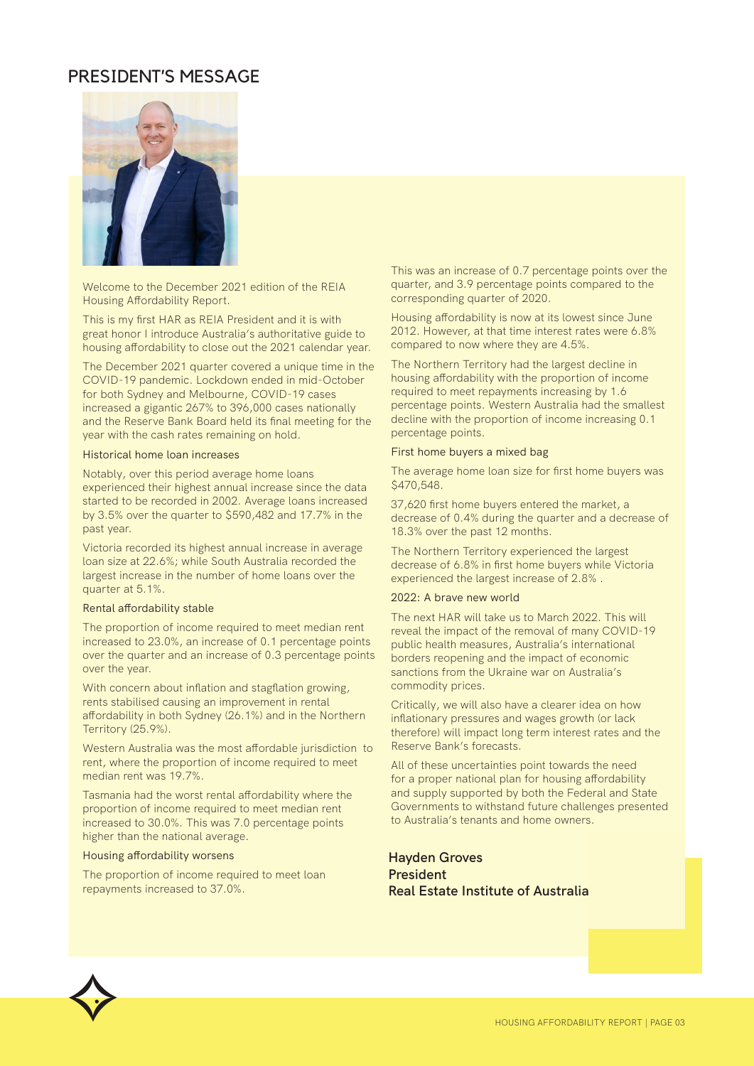# PRESIDENT'S MESSAGE

Welcome to the December 2021 edition of the REIA Housing Affordability Report.

This is my first HAR as REIA President and it is with great honor I introduce Australia's authoritative guide to housing affordability to close out the 2021 calendar year.

The December 2021 quarter covered a unique time in the COVID-19 pandemic. Lockdown ended in mid-October for both Sydney and Melbourne, COVID-19 cases increased a gigantic 267% to 396,000 cases nationally and the Reserve Bank Board held its final meeting for the year with the cash rates remaining on hold.

### Historical home loan increases

Notably, over this period average home loans experienced their highest annual increase since the data started to be recorded in 2002. Average loans increased by 3.5% over the quarter to $590,482 and 17.7% in the past year.

Victoria recorded its highest annual increase in average loan size at 22.6%; while South Australia recorded the largest increase in the number of home loans over the quarter at 5.1%.

### Rental affordability stable

The proportion of income required to meet median rent increased to 23.0%, an increase of 0.1 percentage points over the quarter and an increase of 0.3 percentage points over the year.

With concern about inflation and stagflation growing, rents stabilised causing an improvement in rental affordability in both Sydney (26.1%) and in the Northern Territory (25.9%).

Western Australia was the most affordable jurisdiction to rent, where the proportion of income required to meet median rent was 19.7%.

Tasmania had the worst rental affordability where the proportion of income required to meet median rent increased to 30.0%. This was 7.0 percentage points higher than the national average.

### Housing affordability worsens

The proportion of income required to meet loan repayments increased to 37.0%.

This was an increase of 0.7 percentage points over the quarter, and 3.9 percentage points compared to the corresponding quarter of 2020.

Housing affordability is now at its lowest since June 2012. However, at that time interest rates were 6.8% compared to now where they are 4.5%.

The Northern Territory had the largest decline in housing affordability with the proportion of income required to meet repayments increasing by 1.6 percentage points. Western Australia had the smallest decline with the proportion of income increasing 0.1 percentage points.

### First home buyers a mixed bag

The average home loan size for first home buyers was $470,548.

37,620 first home buyers entered the market, a decrease of 0.4% during the quarter and a decrease of 18.3% over the past 12 months.

The Northern Territory experienced the largest decrease of 6.8% in first home buyers while Victoria experienced the largest increase of 2.8% .

### 2022: A brave new world

The next HAR will take us to March 2022. This will reveal the impact of the removal of many COVID-19 public health measures, Australia's international borders reopening and the impact of economic sanctions from the Ukraine war on Australia's commodity prices.

Critically, we will also have a clearer idea on how inflationary pressures and wages growth (or lack therefore) will impact long term interest rates and the Reserve Bank's forecasts.

All of these uncertainties point towards the need for a proper national plan for housing affordability and supply supported by both the Federal and State Governments to withstand future challenges presented to Australia's tenants and home owners.

**Hayden Groves**
**President**
**Real Estate Institute of Australia**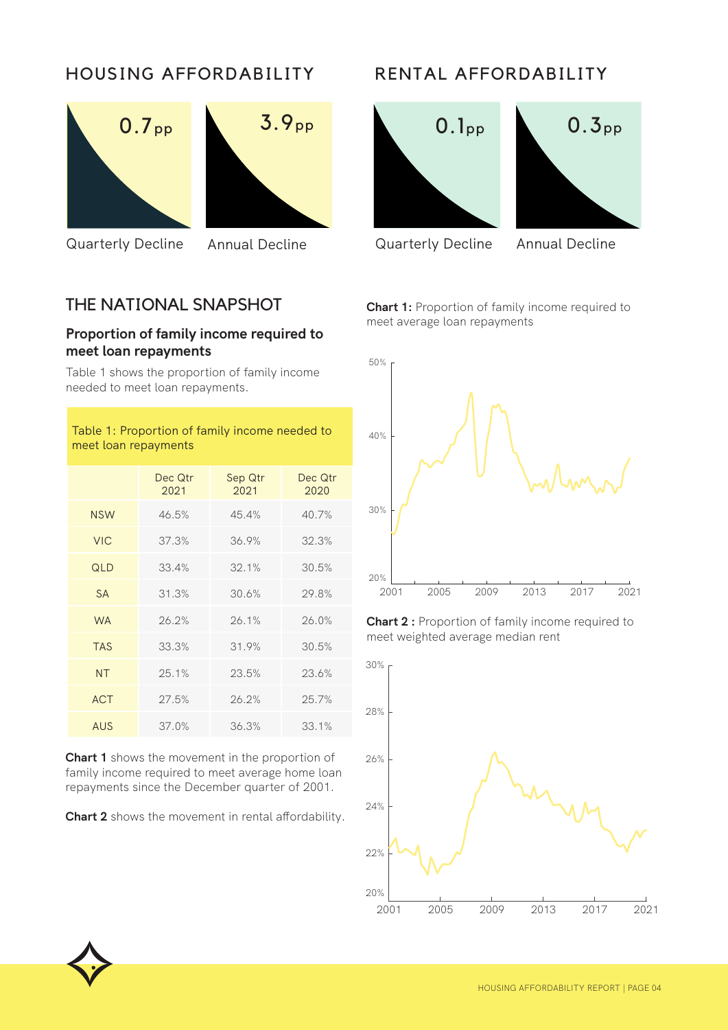## HOUSING AFFORDABILITY

0.7pp

Quarterly Decline

3.9pp

Annual Decline

## RENTAL AFFORDABILITY

0.1pp

Quarterly Decline

0.3pp

Annual Decline

## THE NATIONAL SNAPSHOT

### Proportion of family income required to meet loan repayments

Table 1 shows the proportion of family income needed to meet loan repayments.

Table 1: Proportion of family income needed to meet loan repayments

| | Dec Qtr 2021 | Sep Qtr 2021 | Dec Qtr 2020 |
|---|---|---|---|
| NSW | 46.5% | 45.4% | 40.7% |
| VIC | 37.3% | 36.9% | 32.3% |
| QLD | 33.4% | 32.1% | 30.5% |
| SA | 31.3% | 30.6% | 29.8% |
| WA | 26.2% | 26.1% | 26.0% |
| TAS | 33.3% | 31.9% | 30.5% |
| NT | 25.1% | 23.5% | 23.6% |
| ACT | 27.5% | 26.2% | 25.7% |
| AUS | 37.0% | 36.3% | 33.1% |

**Chart 1** shows the movement in the proportion of family income required to meet average home loan repayments since the December quarter of 2001.

**Chart 2** shows the movement in rental affordability.

**Chart 1:** Proportion of family income required to meet average loan repayments

**Chart 2 :** Proportion of family income required to meet weighted average median rent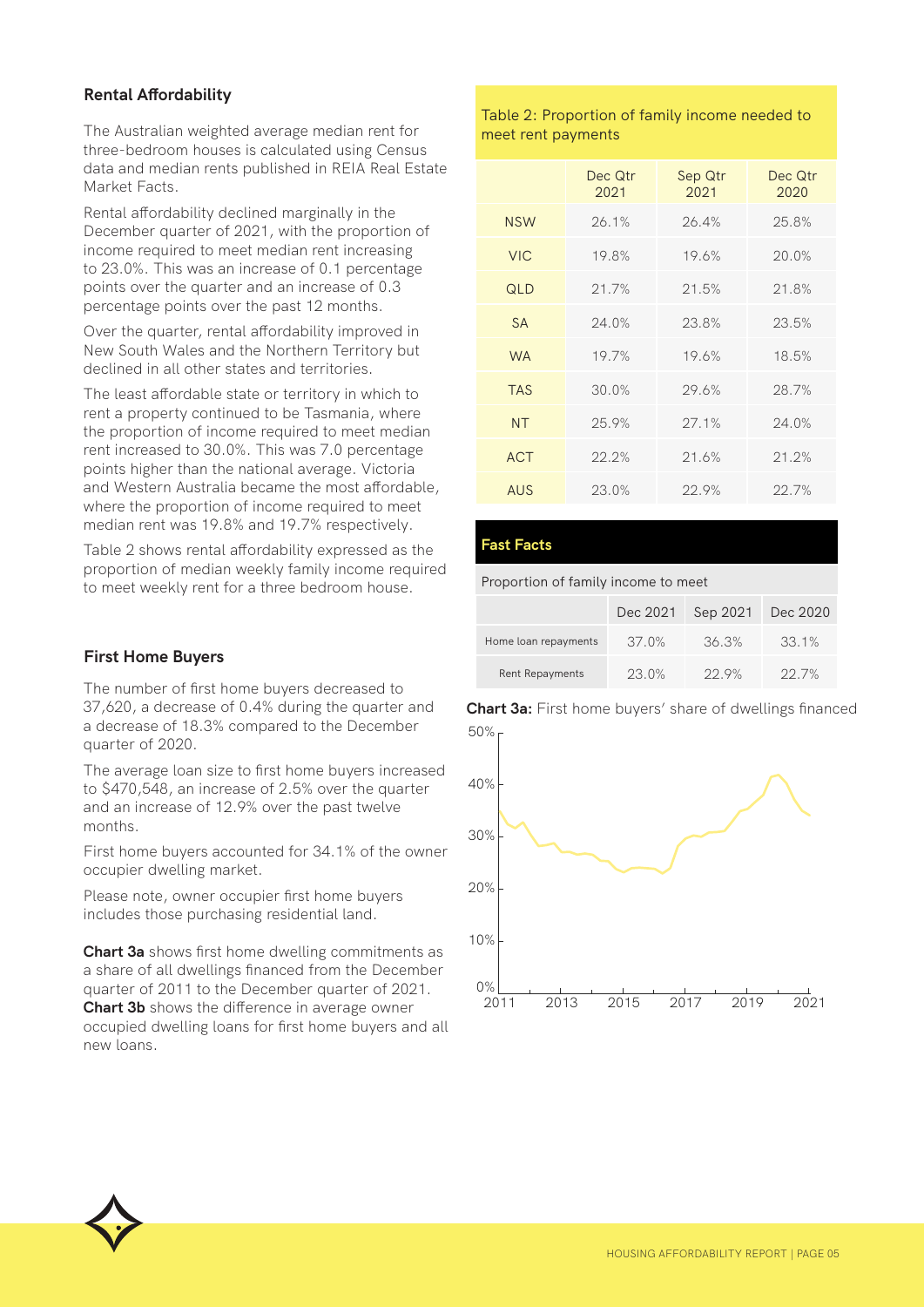## Rental Affordability

The Australian weighted average median rent for three-bedroom houses is calculated using Census data and median rents published in REIA Real Estate Market Facts.

Rental affordability declined marginally in the December quarter of 2021, with the proportion of income required to meet median rent increasing to 23.0%. This was an increase of 0.1 percentage points over the quarter and an increase of 0.3 percentage points over the past 12 months.

Over the quarter, rental affordability improved in New South Wales and the Northern Territory but declined in all other states and territories.

The least affordable state or territory in which to rent a property continued to be Tasmania, where the proportion of income required to meet median rent increased to 30.0%. This was 7.0 percentage points higher than the national average. Victoria and Western Australia became the most affordable, where the proportion of income required to meet median rent was 19.8% and 19.7% respectively.

Table 2 shows rental affordability expressed as the proportion of median weekly family income required to meet weekly rent for a three bedroom house.

Table 2: Proportion of family income needed to meet rent payments

| | Dec Qtr 2021 | Sep Qtr 2021 | Dec Qtr 2020 |
|---|---|---|---|
| NSW | 26.1% | 26.4% | 25.8% |
| VIC | 19.8% | 19.6% | 20.0% |
| QLD | 21.7% | 21.5% | 21.8% |
| SA | 24.0% | 23.8% | 23.5% |
| WA | 19.7% | 19.6% | 18.5% |
| TAS | 30.0% | 29.6% | 28.7% |
| NT | 25.9% | 27.1% | 24.0% |
| ACT | 22.2% | 21.6% | 21.2% |
| AUS | 23.0% | 22.9% | 22.7% |

**Fast Facts**

Proportion of family income to meet

| | Dec 2021 | Sep 2021 | Dec 2020 |
|---|---|---|---|
| Home loan repayments | 37.0% | 36.3% | 33.1% |
| Rent Repayments | 23.0% | 22.9% | 22.7% |

## First Home Buyers

The number of first home buyers decreased to 37,620, a decrease of 0.4% during the quarter and a decrease of 18.3% compared to the December quarter of 2020.

The average loan size to first home buyers increased to $470,548, an increase of 2.5% over the quarter and an increase of 12.9% over the past twelve months.

First home buyers accounted for 34.1% of the owner occupier dwelling market.

Please note, owner occupier first home buyers includes those purchasing residential land.

**Chart 3a** shows first home dwelling commitments as a share of all dwellings financed from the December quarter of 2011 to the December quarter of 2021. **Chart 3b** shows the difference in average owner occupied dwelling loans for first home buyers and all new loans.

**Chart 3a:** First home buyers' share of dwellings financed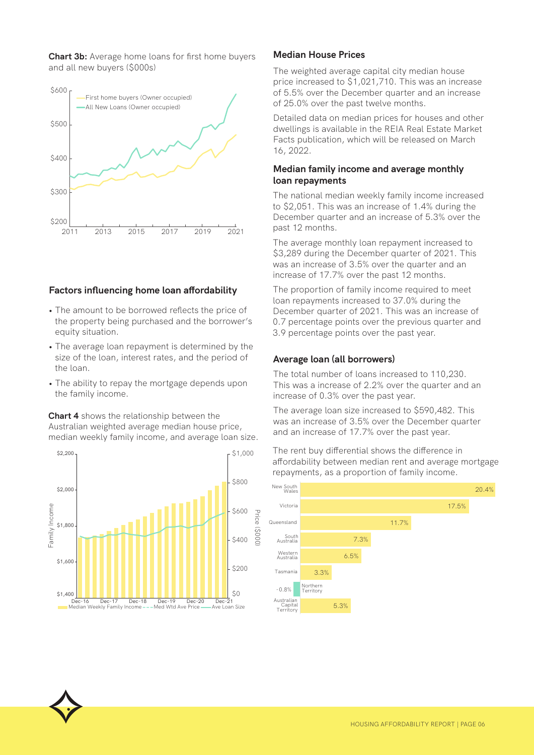**Chart 3b:** Average home loans for first home buyers and all new buyers ($000s)

## Factors influencing home loan affordability

- The amount to be borrowed reflects the price of the property being purchased and the borrower's equity situation.
- The average loan repayment is determined by the size of the loan, interest rates, and the period of the loan.
- The ability to repay the mortgage depends upon the family income.

**Chart 4** shows the relationship between the Australian weighted average median house price, median weekly family income, and average loan size.

## Median House Prices

The weighted average capital city median house price increased to $1,021,710. This was an increase of 5.5% over the December quarter and an increase of 25.0% over the past twelve months.

Detailed data on median prices for houses and other dwellings is available in the REIA Real Estate Market Facts publication, which will be released on March 16, 2022.

## Median family income and average monthly loan repayments

The national median weekly family income increased to $2,051. This was an increase of 1.4% during the December quarter and an increase of 5.3% over the past 12 months.

The average monthly loan repayment increased to $3,289 during the December quarter of 2021. This was an increase of 3.5% over the quarter and an increase of 17.7% over the past 12 months.

The proportion of family income required to meet loan repayments increased to 37.0% during the December quarter of 2021. This was an increase of 0.7 percentage points over the previous quarter and 3.9 percentage points over the past year.

## Average loan (all borrowers)

The total number of loans increased to 110,230. This was a increase of 2.2% over the quarter and an increase of 0.3% over the past year.

The average loan size increased to $590,482. This was an increase of 3.5% over the December quarter and an increase of 17.7% over the past year.

The rent buy differential shows the difference in affordability between median rent and average mortgage repayments, as a proportion of family income.

| State/Territory | Rent buy differential |
|---|---|
| New South Wales | 20.4% |
| Victoria | 17.5% |
| Queensland | 11.7% |
| South Australia | 7.3% |
| Western Australia | 6.5% |
| Tasmania | 3.3% |
| Northern Territory | -0.8% |
| Australian Capital Territory | 5.3% |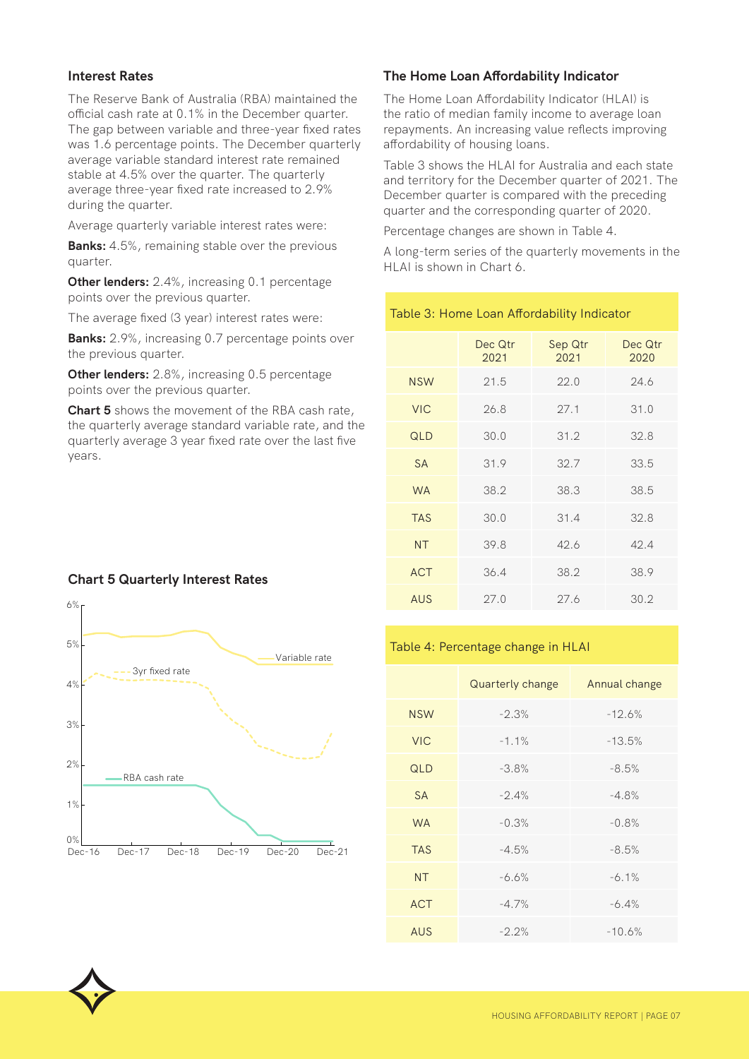## Interest Rates

The Reserve Bank of Australia (RBA) maintained the official cash rate at 0.1% in the December quarter. The gap between variable and three-year fixed rates was 1.6 percentage points. The December quarterly average variable standard interest rate remained stable at 4.5% over the quarter. The quarterly average three-year fixed rate increased to 2.9% during the quarter.

Average quarterly variable interest rates were:

**Banks:** 4.5%, remaining stable over the previous quarter.

**Other lenders:** 2.4%, increasing 0.1 percentage points over the previous quarter.

The average fixed (3 year) interest rates were:

**Banks:** 2.9%, increasing 0.7 percentage points over the previous quarter.

**Other lenders:** 2.8%, increasing 0.5 percentage points over the previous quarter.

**Chart 5** shows the movement of the RBA cash rate, the quarterly average standard variable rate, and the quarterly average 3 year fixed rate over the last five years.

### Chart 5 Quarterly Interest Rates

## The Home Loan Affordability Indicator

The Home Loan Affordability Indicator (HLAI) is the ratio of median family income to average loan repayments. An increasing value reflects improving affordability of housing loans.

Table 3 shows the HLAI for Australia and each state and territory for the December quarter of 2021. The December quarter is compared with the preceding quarter and the corresponding quarter of 2020.

Percentage changes are shown in Table 4.

A long-term series of the quarterly movements in the HLAI is shown in Chart 6.

Table 3: Home Loan Affordability Indicator

| | Dec Qtr 2021 | Sep Qtr 2021 | Dec Qtr 2020 |
|---|---|---|---|
| NSW | 21.5 | 22.0 | 24.6 |
| VIC | 26.8 | 27.1 | 31.0 |
| QLD | 30.0 | 31.2 | 32.8 |
| SA | 31.9 | 32.7 | 33.5 |
| WA | 38.2 | 38.3 | 38.5 |
| TAS | 30.0 | 31.4 | 32.8 |
| NT | 39.8 | 42.6 | 42.4 |
| ACT | 36.4 | 38.2 | 38.9 |
| AUS | 27.0 | 27.6 | 30.2 |

Table 4: Percentage change in HLAI

| | Quarterly change | Annual change |
|---|---|---|
| NSW | -2.3% | -12.6% |
| VIC | -1.1% | -13.5% |
| QLD | -3.8% | -8.5% |
| SA | -2.4% | -4.8% |
| WA | -0.3% | -0.8% |
| TAS | -4.5% | -8.5% |
| NT | -6.6% | -6.1% |
| ACT | -4.7% | -6.4% |
| AUS | -2.2% | -10.6% |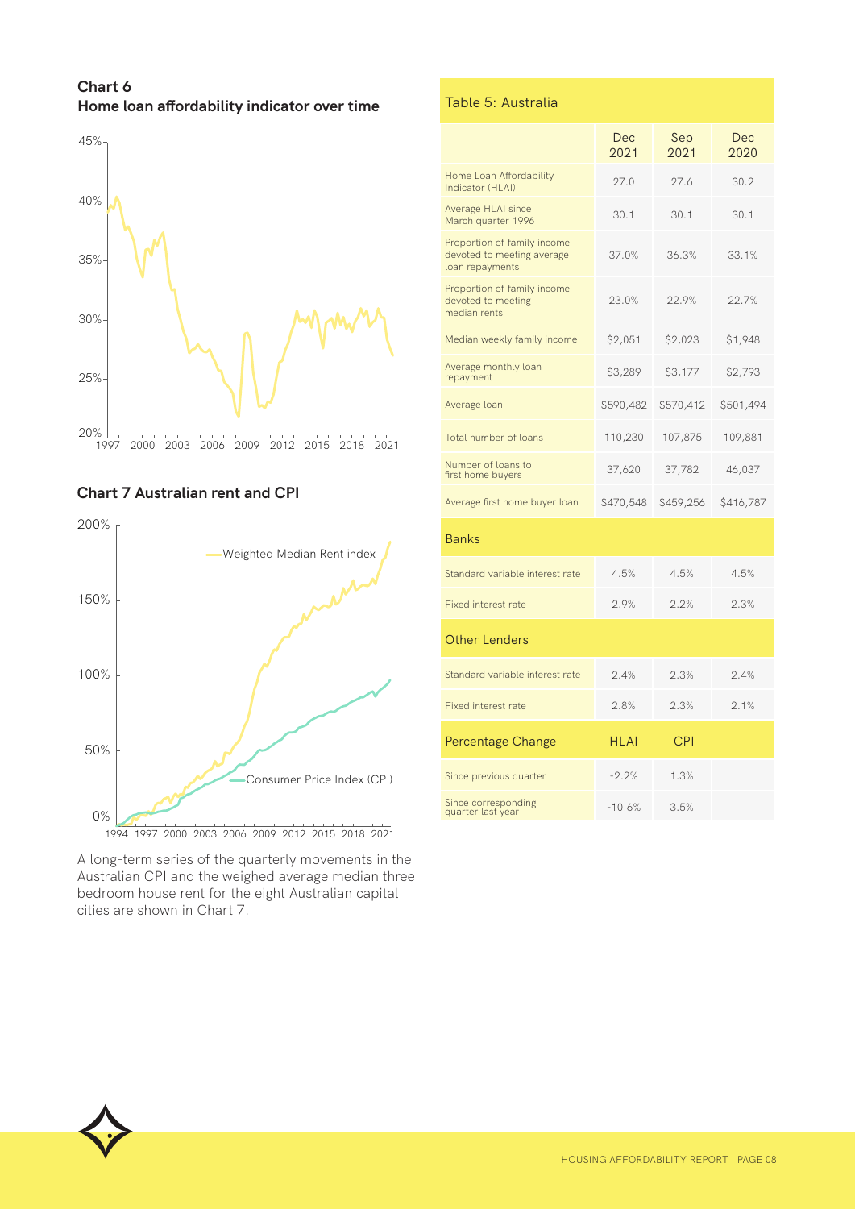## Chart 6
## Home loan affordability indicator over time

## Chart 7 Australian rent and CPI

A long-term series of the quarterly movements in the Australian CPI and the weighed average median three bedroom house rent for the eight Australian capital cities are shown in Chart 7.

### Table 5: Australia

| | Dec 2021 | Sep 2021 | Dec 2020 |
|---|---|---|---|
| Home Loan Affordability Indicator (HLAI) | 27.0 | 27.6 | 30.2 |
| Average HLAI since March quarter 1996 | 30.1 | 30.1 | 30.1 |
| Proportion of family income devoted to meeting average loan repayments | 37.0% | 36.3% | 33.1% |
| Proportion of family income devoted to meeting median rents | 23.0% | 22.9% | 22.7% |
| Median weekly family income | $2,051 | $2,023 | $1,948 |
| Average monthly loan repayment | $3,289 | $3,177 | $2,793 |
| Average loan | $590,482 | $570,412 | $501,494 |
| Total number of loans | 110,230 | 107,875 | 109,881 |
| Number of loans to first home buyers | 37,620 | 37,782 | 46,037 |
| Average first home buyer loan | $470,548 | $459,256 | $416,787 |
| **Banks** | | | |
| Standard variable interest rate | 4.5% | 4.5% | 4.5% |
| Fixed interest rate | 2.9% | 2.2% | 2.3% |
| **Other Lenders** | | | |
| Standard variable interest rate | 2.4% | 2.3% | 2.4% |
| Fixed interest rate | 2.8% | 2.3% | 2.1% |
| **Percentage Change** | **HLAI** | **CPI** | |
| Since previous quarter | -2.2% | 1.3% | |
| Since corresponding quarter last year | -10.6% | 3.5% | |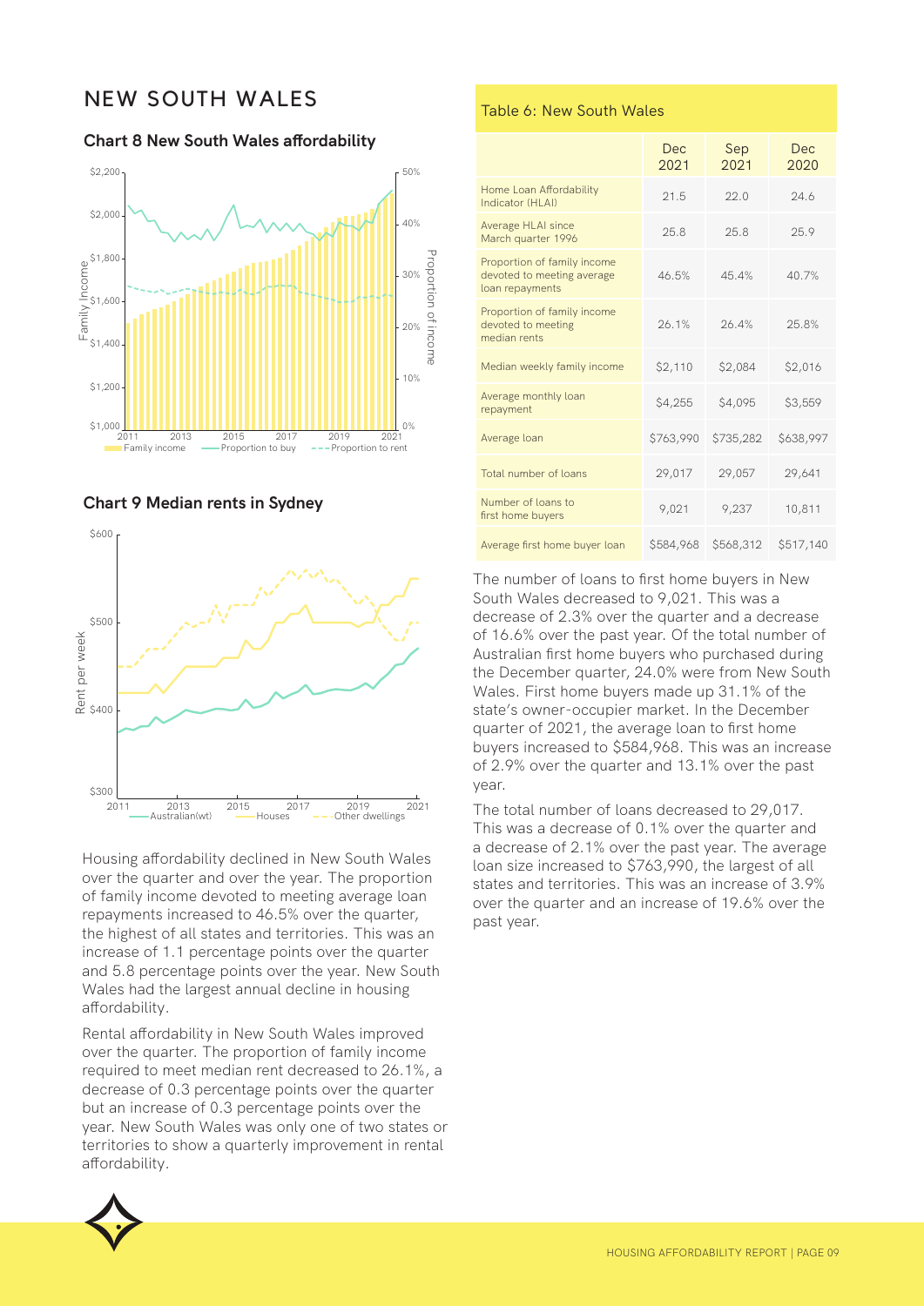# NEW SOUTH WALES

### Chart 8 New South Wales affordability

### Chart 9 Median rents in Sydney

Housing affordability declined in New South Wales over the quarter and over the year. The proportion of family income devoted to meeting average loan repayments increased to 46.5% over the quarter, the highest of all states and territories. This was an increase of 1.1 percentage points over the quarter and 5.8 percentage points over the year. New South Wales had the largest annual decline in housing affordability.

Rental affordability in New South Wales improved over the quarter. The proportion of family income required to meet median rent decreased to 26.1%, a decrease of 0.3 percentage points over the quarter but an increase of 0.3 percentage points over the year. New South Wales was only one of two states or territories to show a quarterly improvement in rental affordability.

Table 6: New South Wales

| | Dec 2021 | Sep 2021 | Dec 2020 |
|---|---|---|---|
| Home Loan Affordability Indicator (HLAI) | 21.5 | 22.0 | 24.6 |
| Average HLAI since March quarter 1996 | 25.8 | 25.8 | 25.9 |
| Proportion of family income devoted to meeting average loan repayments | 46.5% | 45.4% | 40.7% |
| Proportion of family income devoted to meeting median rents | 26.1% | 26.4% | 25.8% |
| Median weekly family income | $2,110 | $2,084 | $2,016 |
| Average monthly loan repayment | $4,255 | $4,095 | $3,559 |
| Average loan | $763,990 | $735,282 | $638,997 |
| Total number of loans | 29,017 | 29,057 | 29,641 |
| Number of loans to first home buyers | 9,021 | 9,237 | 10,811 |
| Average first home buyer loan | $584,968 | $568,312 | $517,140 |

The number of loans to first home buyers in New South Wales decreased to 9,021. This was a decrease of 2.3% over the quarter and a decrease of 16.6% over the past year. Of the total number of Australian first home buyers who purchased during the December quarter, 24.0% were from New South Wales. First home buyers made up 31.1% of the state's owner-occupier market. In the December quarter of 2021, the average loan to first home buyers increased to $584,968. This was an increase of 2.9% over the quarter and 13.1% over the past year.

The total number of loans decreased to 29,017. This was a decrease of 0.1% over the quarter and a decrease of 2.1% over the past year. The average loan size increased to $763,990, the largest of all states and territories. This was an increase of 3.9% over the quarter and an increase of 19.6% over the past year.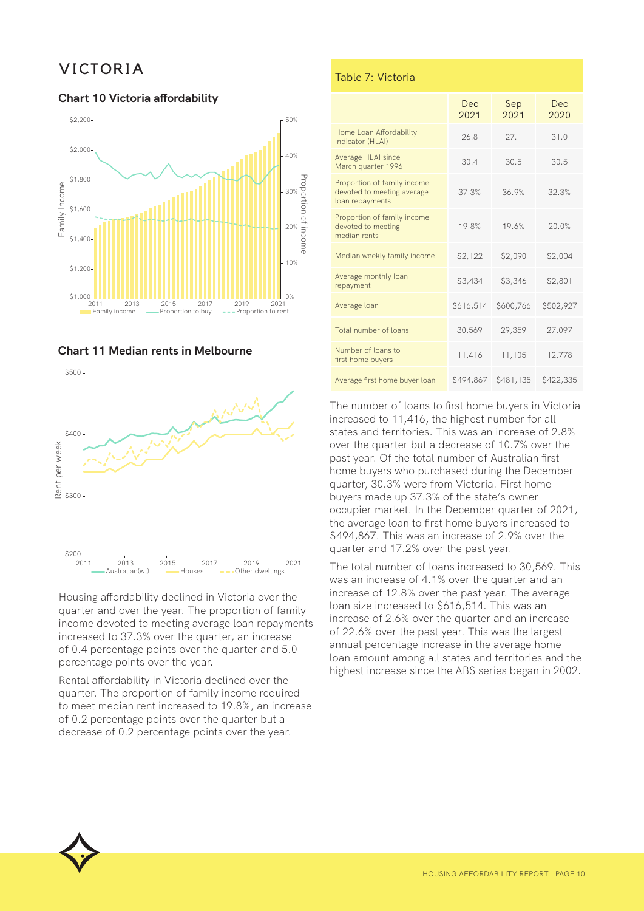# VICTORIA

### Chart 10 Victoria affordability

### Chart 11 Median rents in Melbourne

Housing affordability declined in Victoria over the quarter and over the year. The proportion of family income devoted to meeting average loan repayments increased to 37.3% over the quarter, an increase of 0.4 percentage points over the quarter and 5.0 percentage points over the year.

Rental affordability in Victoria declined over the quarter. The proportion of family income required to meet median rent increased to 19.8%, an increase of 0.2 percentage points over the quarter but a decrease of 0.2 percentage points over the year.

Table 7: Victoria

| | Dec 2021 | Sep 2021 | Dec 2020 |
|---|---|---|---|
| Home Loan Affordability Indicator (HLAI) | 26.8 | 27.1 | 31.0 |
| Average HLAI since March quarter 1996 | 30.4 | 30.5 | 30.5 |
| Proportion of family income devoted to meeting average loan repayments | 37.3% | 36.9% | 32.3% |
| Proportion of family income devoted to meeting median rents | 19.8% | 19.6% | 20.0% |
| Median weekly family income | $2,122 | $2,090 | $2,004 |
| Average monthly loan repayment | $3,434 | $3,346 | $2,801 |
| Average loan | $616,514 | $600,766 | $502,927 |
| Total number of loans | 30,569 | 29,359 | 27,097 |
| Number of loans to first home buyers | 11,416 | 11,105 | 12,778 |
| Average first home buyer loan | $494,867 | $481,135 | $422,335 |

The number of loans to first home buyers in Victoria increased to 11,416, the highest number for all states and territories. This was an increase of 2.8% over the quarter but a decrease of 10.7% over the past year. Of the total number of Australian first home buyers who purchased during the December quarter, 30.3% were from Victoria. First home buyers made up 37.3% of the state's owner-occupier market. In the December quarter of 2021, the average loan to first home buyers increased to $494,867. This was an increase of 2.9% over the quarter and 17.2% over the past year.

The total number of loans increased to 30,569. This was an increase of 4.1% over the quarter and an increase of 12.8% over the past year. The average loan size increased to $616,514. This was an increase of 2.6% over the quarter and an increase of 22.6% over the past year. This was the largest annual percentage increase in the average home loan amount among all states and territories and the highest increase since the ABS series began in 2002.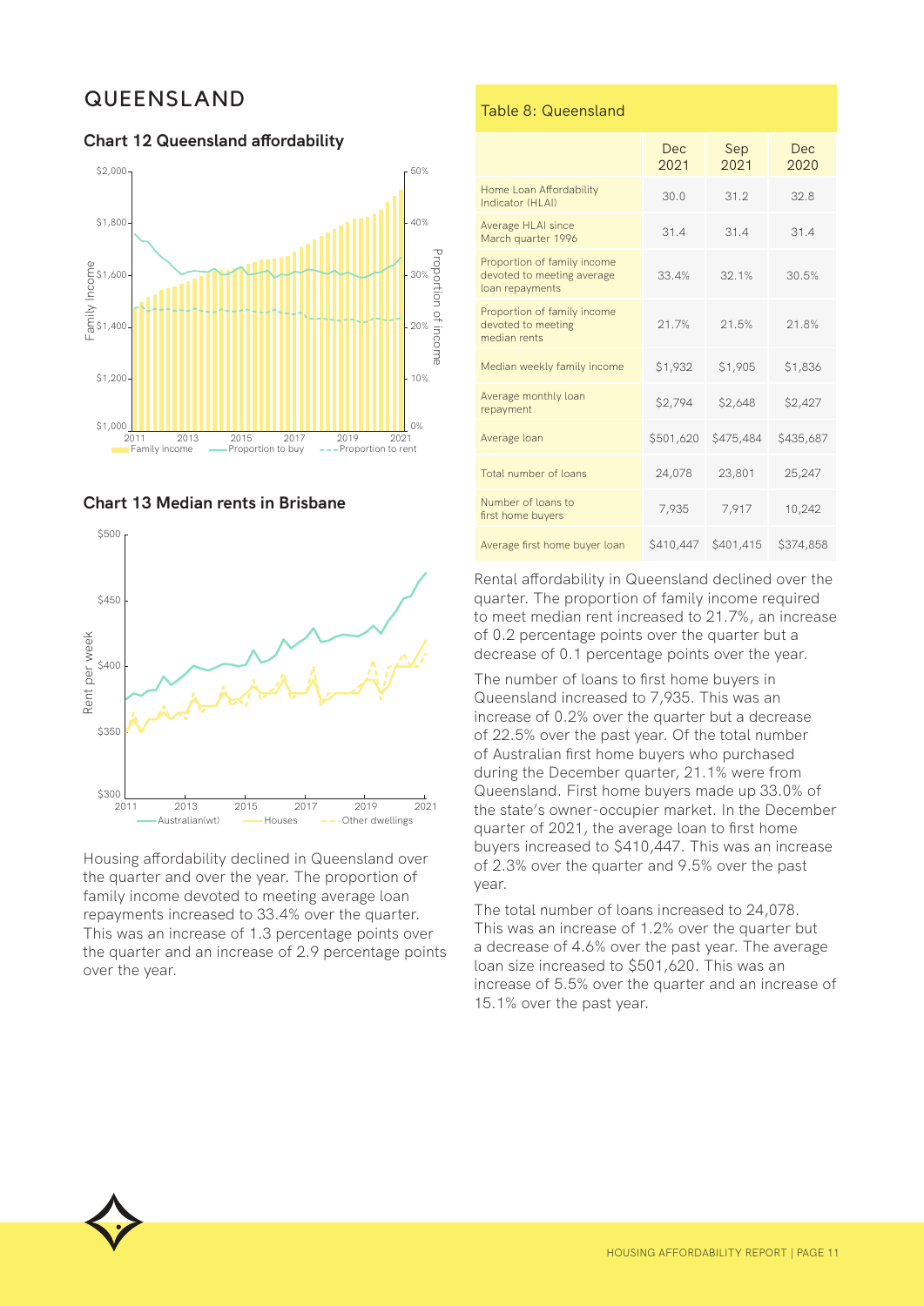## QUEENSLAND

### Chart 12 Queensland affordability

### Chart 13 Median rents in Brisbane

Housing affordability declined in Queensland over the quarter and over the year. The proportion of family income devoted to meeting average loan repayments increased to 33.4% over the quarter. This was an increase of 1.3 percentage points over the quarter and an increase of 2.9 percentage points over the year.

### Table 8: Queensland

| | Dec 2021 | Sep 2021 | Dec 2020 |
|---|---|---|---|
| Home Loan Affordability Indicator (HLAI) | 30.0 | 31.2 | 32.8 |
| Average HLAI since March quarter 1996 | 31.4 | 31.4 | 31.4 |
| Proportion of family income devoted to meeting average loan repayments | 33.4% | 32.1% | 30.5% |
| Proportion of family income devoted to meeting median rents | 21.7% | 21.5% | 21.8% |
| Median weekly family income | $1,932 | $1,905 | $1,836 |
| Average monthly loan repayment | $2,794 | $2,648 | $2,427 |
| Average loan | $501,620 | $475,484 | $435,687 |
| Total number of loans | 24,078 | 23,801 | 25,247 |
| Number of loans to first home buyers | 7,935 | 7,917 | 10,242 |
| Average first home buyer loan | $410,447 | $401,415 | $374,858 |

Rental affordability in Queensland declined over the quarter. The proportion of family income required to meet median rent increased to 21.7%, an increase of 0.2 percentage points over the quarter but a decrease of 0.1 percentage points over the year.

The number of loans to first home buyers in Queensland increased to 7,935. This was an increase of 0.2% over the quarter but a decrease of 22.5% over the past year. Of the total number of Australian first home buyers who purchased during the December quarter, 21.1% were from Queensland. First home buyers made up 33.0% of the state's owner-occupier market. In the December quarter of 2021, the average loan to first home buyers increased to $410,447. This was an increase of 2.3% over the quarter and 9.5% over the past year.

The total number of loans increased to 24,078. This was an increase of 1.2% over the quarter but a decrease of 4.6% over the past year. The average loan size increased to $501,620. This was an increase of 5.5% over the quarter and an increase of 15.1% over the past year.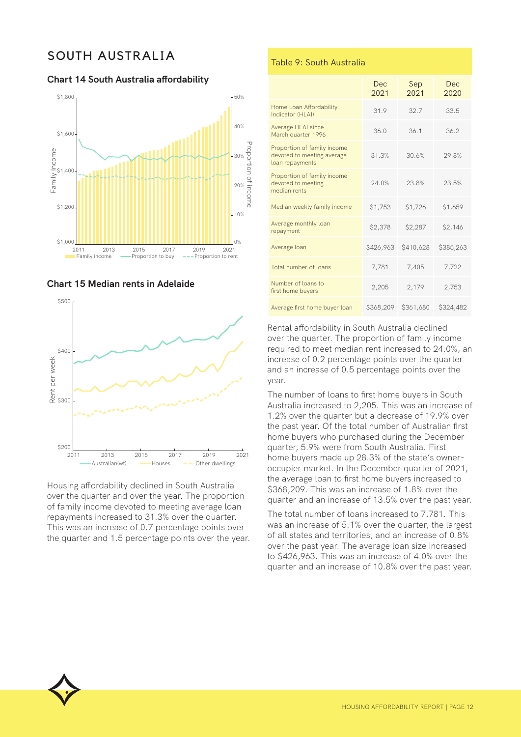# SOUTH AUSTRALIA

### Chart 14 South Australia affordability

### Chart 15 Median rents in Adelaide

Housing affordability declined in South Australia over the quarter and over the year. The proportion of family income devoted to meeting average loan repayments increased to 31.3% over the quarter. This was an increase of 0.7 percentage points over the quarter and 1.5 percentage points over the year.

Table 9: South Australia

| | Dec 2021 | Sep 2021 | Dec 2020 |
|---|---|---|---|
| Home Loan Affordability Indicator (HLAI) | 31.9 | 32.7 | 33.5 |
| Average HLAI since March quarter 1996 | 36.0 | 36.1 | 36.2 |
| Proportion of family income devoted to meeting average loan repayments | 31.3% | 30.6% | 29.8% |
| Proportion of family income devoted to meeting median rents | 24.0% | 23.8% | 23.5% |
| Median weekly family income | $1,753 | $1,726 | $1,659 |
| Average monthly loan repayment | $2,378 | $2,287 | $2,146 |
| Average loan | $426,963 | $410,628 | $385,263 |
| Total number of loans | 7,781 | 7,405 | 7,722 |
| Number of loans to first home buyers | 2,205 | 2,179 | 2,753 |
| Average first home buyer loan | $368,209 | $361,680 | $324,482 |

Rental affordability in South Australia declined over the quarter. The proportion of family income required to meet median rent increased to 24.0%, an increase of 0.2 percentage points over the quarter and an increase of 0.5 percentage points over the year.

The number of loans to first home buyers in South Australia increased to 2,205. This was an increase of 1.2% over the quarter but a decrease of 19.9% over the past year. Of the total number of Australian first home buyers who purchased during the December quarter, 5.9% were from South Australia. First home buyers made up 28.3% of the state's owner-occupier market. In the December quarter of 2021, the average loan to first home buyers increased to $368,209. This was an increase of 1.8% over the quarter and an increase of 13.5% over the past year.

The total number of loans increased to 7,781. This was an increase of 5.1% over the quarter, the largest of all states and territories, and an increase of 0.8% over the past year. The average loan size increased to $426,963. This was an increase of 4.0% over the quarter and an increase of 10.8% over the past year.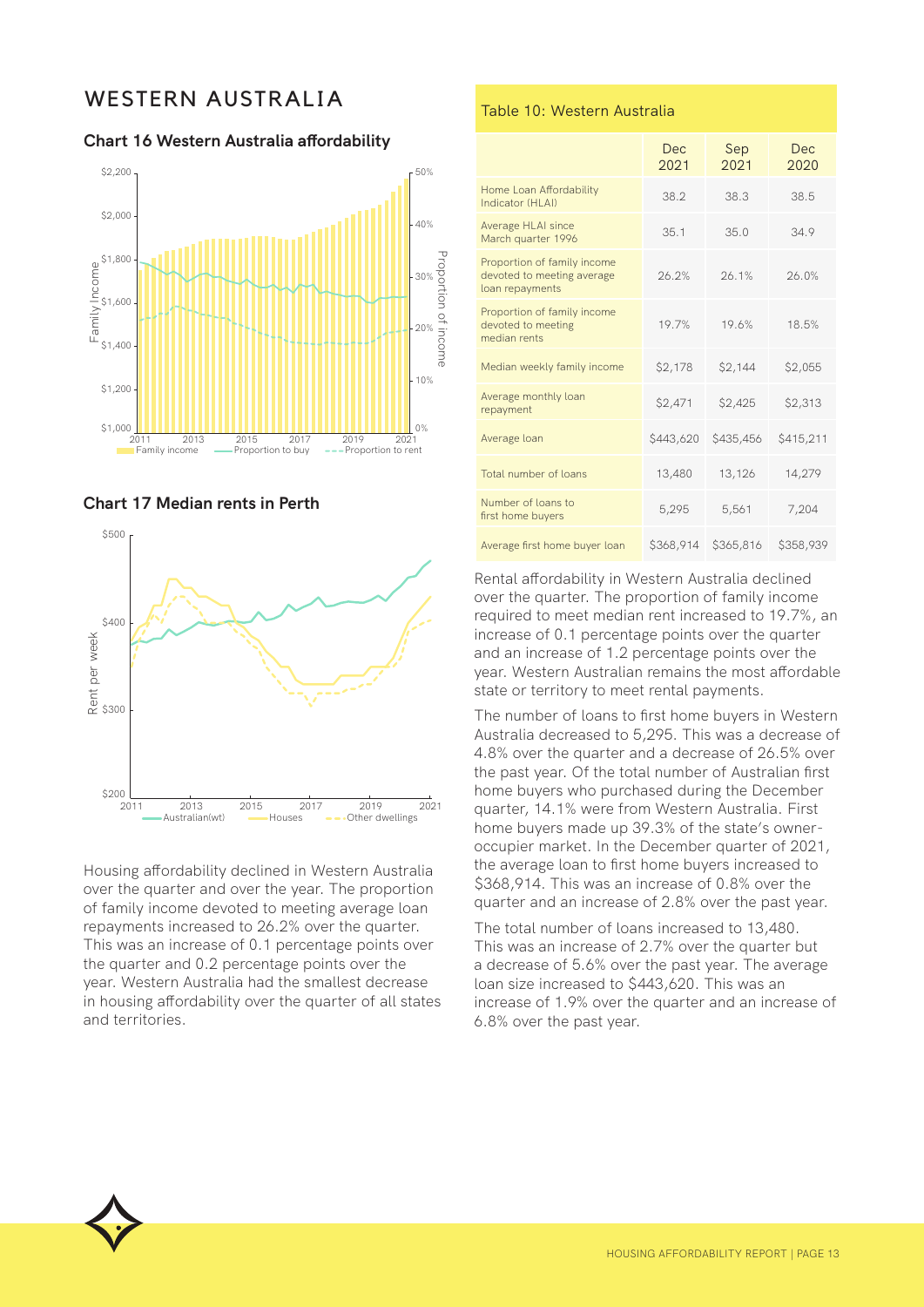# WESTERN AUSTRALIA

### Chart 16 Western Australia affordability

### Chart 17 Median rents in Perth

Housing affordability declined in Western Australia over the quarter and over the year. The proportion of family income devoted to meeting average loan repayments increased to 26.2% over the quarter. This was an increase of 0.1 percentage points over the quarter and 0.2 percentage points over the year. Western Australia had the smallest decrease in housing affordability over the quarter of all states and territories.

Table 10: Western Australia

| | Dec 2021 | Sep 2021 | Dec 2020 |
|---|---|---|---|
| Home Loan Affordability Indicator (HLAI) | 38.2 | 38.3 | 38.5 |
| Average HLAI since March quarter 1996 | 35.1 | 35.0 | 34.9 |
| Proportion of family income devoted to meeting average loan repayments | 26.2% | 26.1% | 26.0% |
| Proportion of family income devoted to meeting median rents | 19.7% | 19.6% | 18.5% |
| Median weekly family income | $2,178 | $2,144 | $2,055 |
| Average monthly loan repayment | $2,471 | $2,425 | $2,313 |
| Average loan | $443,620 | $435,456 | $415,211 |
| Total number of loans | 13,480 | 13,126 | 14,279 |
| Number of loans to first home buyers | 5,295 | 5,561 | 7,204 |
| Average first home buyer loan | $368,914 | $365,816 | $358,939 |

Rental affordability in Western Australia declined over the quarter. The proportion of family income required to meet median rent increased to 19.7%, an increase of 0.1 percentage points over the quarter and an increase of 1.2 percentage points over the year. Western Australian remains the most affordable state or territory to meet rental payments.

The number of loans to first home buyers in Western Australia decreased to 5,295. This was a decrease of 4.8% over the quarter and a decrease of 26.5% over the past year. Of the total number of Australian first home buyers who purchased during the December quarter, 14.1% were from Western Australia. First home buyers made up 39.3% of the state's owner-occupier market. In the December quarter of 2021, the average loan to first home buyers increased to $368,914. This was an increase of 0.8% over the quarter and an increase of 2.8% over the past year.

The total number of loans increased to 13,480. This was an increase of 2.7% over the quarter but a decrease of 5.6% over the past year. The average loan size increased to $443,620. This was an increase of 1.9% over the quarter and an increase of 6.8% over the past year.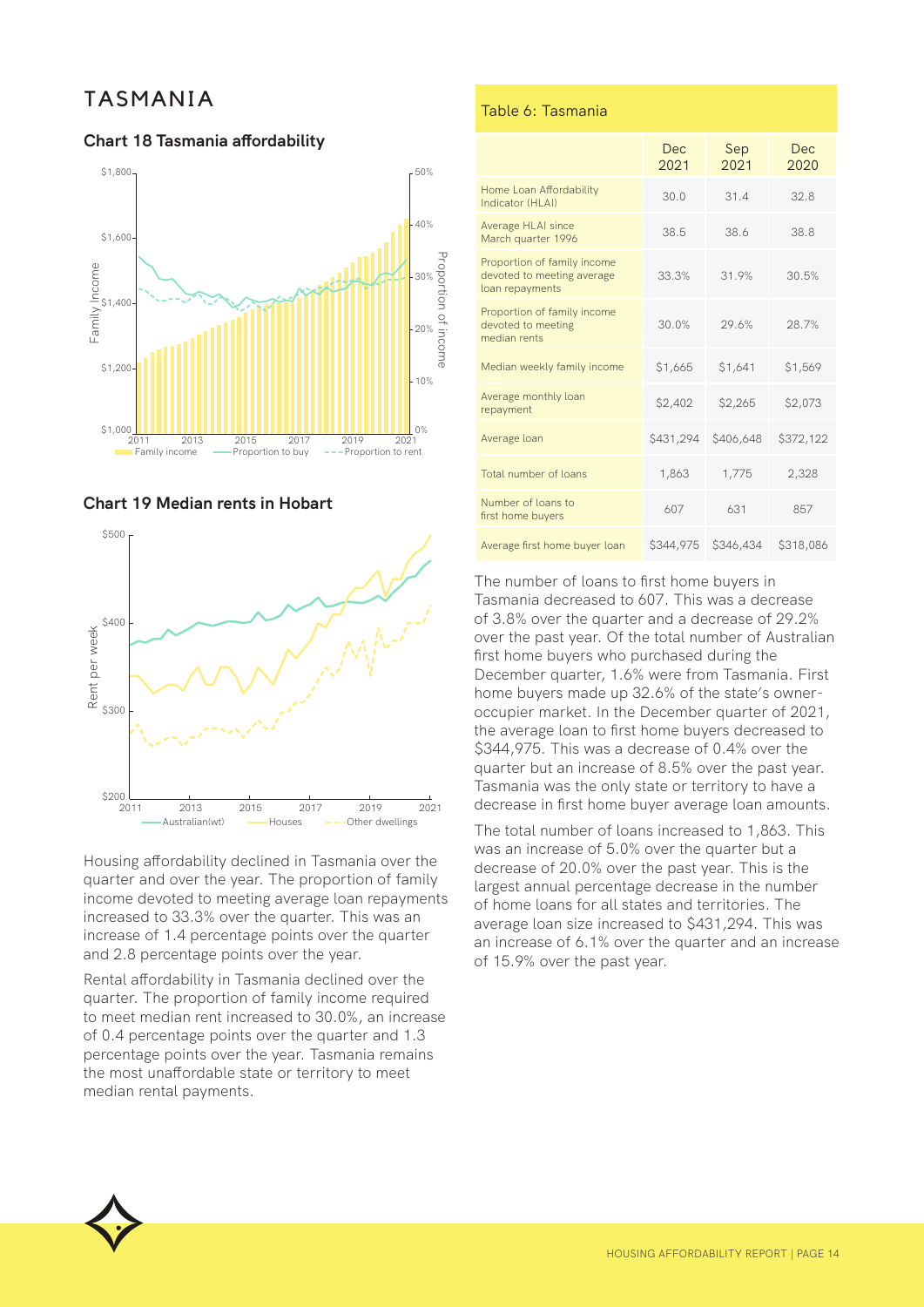# TASMANIA

### Chart 18 Tasmania affordability

### Chart 19 Median rents in Hobart

Housing affordability declined in Tasmania over the quarter and over the year. The proportion of family income devoted to meeting average loan repayments increased to 33.3% over the quarter. This was an increase of 1.4 percentage points over the quarter and 2.8 percentage points over the year.

Rental affordability in Tasmania declined over the quarter. The proportion of family income required to meet median rent increased to 30.0%, an increase of 0.4 percentage points over the quarter and 1.3 percentage points over the year. Tasmania remains the most unaffordable state or territory to meet median rental payments.

Table 6: Tasmania

| | Dec 2021 | Sep 2021 | Dec 2020 |
|---|---|---|---|
| Home Loan Affordability Indicator (HLAI) | 30.0 | 31.4 | 32.8 |
| Average HLAI since March quarter 1996 | 38.5 | 38.6 | 38.8 |
| Proportion of family income devoted to meeting average loan repayments | 33.3% | 31.9% | 30.5% |
| Proportion of family income devoted to meeting median rents | 30.0% | 29.6% | 28.7% |
| Median weekly family income | $1,665 | $1,641 | $1,569 |
| Average monthly loan repayment | $2,402 | $2,265 | $2,073 |
| Average loan | $431,294 | $406,648 | $372,122 |
| Total number of loans | 1,863 | 1,775 | 2,328 |
| Number of loans to first home buyers | 607 | 631 | 857 |
| Average first home buyer loan | $344,975 | $346,434 | $318,086 |

The number of loans to first home buyers in Tasmania decreased to 607. This was a decrease of 3.8% over the quarter and a decrease of 29.2% over the past year. Of the total number of Australian first home buyers who purchased during the December quarter, 1.6% were from Tasmania. First home buyers made up 32.6% of the state's owner-occupier market. In the December quarter of 2021, the average loan to first home buyers decreased to $344,975. This was a decrease of 0.4% over the quarter but an increase of 8.5% over the past year. Tasmania was the only state or territory to have a decrease in first home buyer average loan amounts.

The total number of loans increased to 1,863. This was an increase of 5.0% over the quarter but a decrease of 20.0% over the past year. This is the largest annual percentage decrease in the number of home loans for all states and territories. The average loan size increased to $431,294. This was an increase of 6.1% over the quarter and an increase of 15.9% over the past year.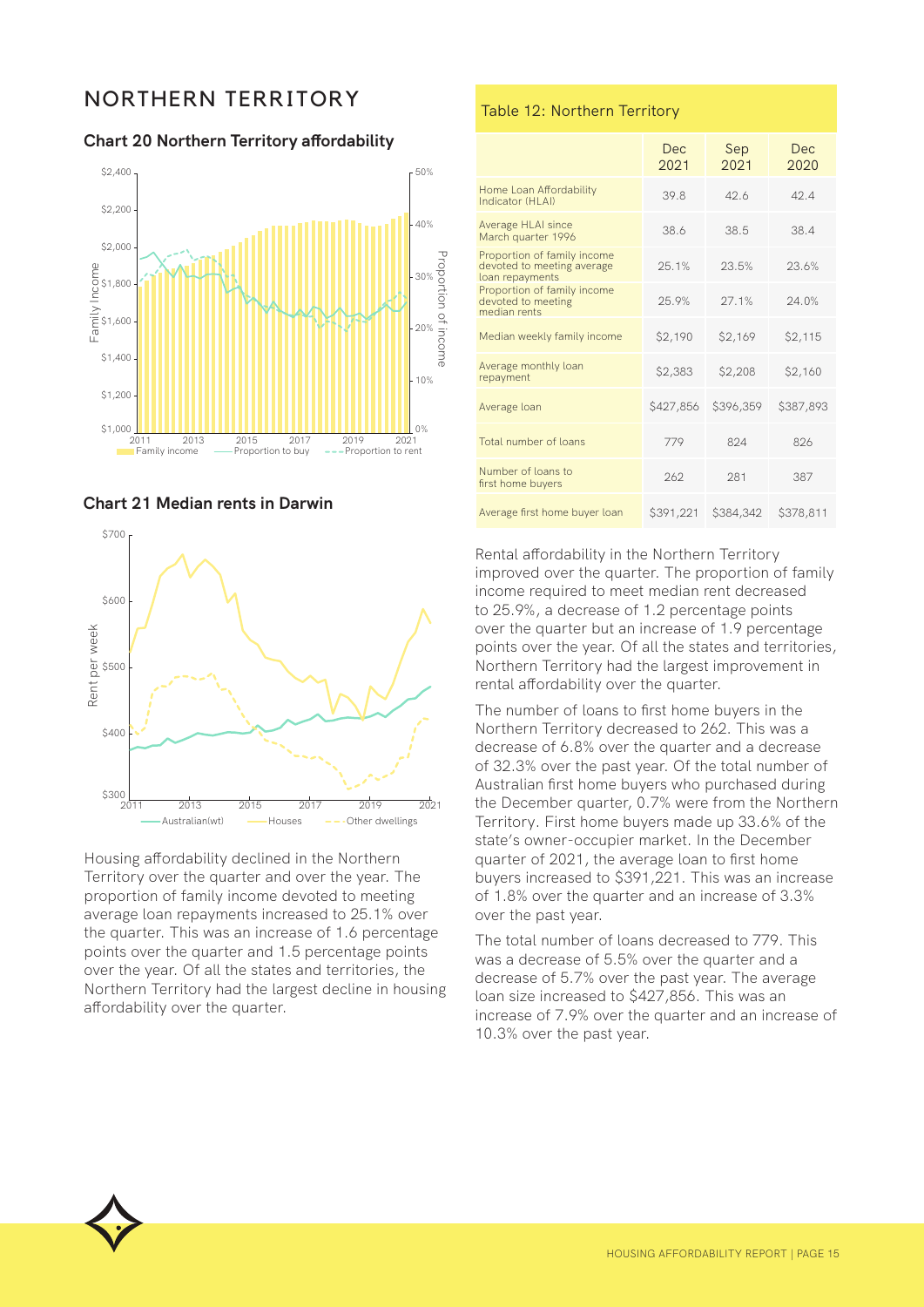# NORTHERN TERRITORY

**Chart 20 Northern Territory affordability**

**Chart 21 Median rents in Darwin**

Housing affordability declined in the Northern Territory over the quarter and over the year. The proportion of family income devoted to meeting average loan repayments increased to 25.1% over the quarter. This was an increase of 1.6 percentage points over the quarter and 1.5 percentage points over the year. Of all the states and territories, the Northern Territory had the largest decline in housing affordability over the quarter.

Table 12: Northern Territory

| | Dec 2021 | Sep 2021 | Dec 2020 |
|---|---|---|---|
| Home Loan Affordability Indicator (HLAI) | 39.8 | 42.6 | 42.4 |
| Average HLAI since March quarter 1996 | 38.6 | 38.5 | 38.4 |
| Proportion of family income devoted to meeting average loan repayments | 25.1% | 23.5% | 23.6% |
| Proportion of family income devoted to meeting median rents | 25.9% | 27.1% | 24.0% |
| Median weekly family income | $2,190 | $2,169 | $2,115 |
| Average monthly loan repayment | $2,383 | $2,208 | $2,160 |
| Average loan | $427,856 | $396,359 | $387,893 |
| Total number of loans | 779 | 824 | 826 |
| Number of loans to first home buyers | 262 | 281 | 387 |
| Average first home buyer loan | $391,221 | $384,342 | $378,811 |

Rental affordability in the Northern Territory improved over the quarter. The proportion of family income required to meet median rent decreased to 25.9%, a decrease of 1.2 percentage points over the quarter but an increase of 1.9 percentage points over the year. Of all the states and territories, Northern Territory had the largest improvement in rental affordability over the quarter.

The number of loans to first home buyers in the Northern Territory decreased to 262. This was a decrease of 6.8% over the quarter and a decrease of 32.3% over the past year. Of the total number of Australian first home buyers who purchased during the December quarter, 0.7% were from the Northern Territory. First home buyers made up 33.6% of the state's owner-occupier market. In the December quarter of 2021, the average loan to first home buyers increased to $391,221. This was an increase of 1.8% over the quarter and an increase of 3.3% over the past year.

The total number of loans decreased to 779. This was a decrease of 5.5% over the quarter and a decrease of 5.7% over the past year. The average loan size increased to $427,856. This was an increase of 7.9% over the quarter and an increase of 10.3% over the past year.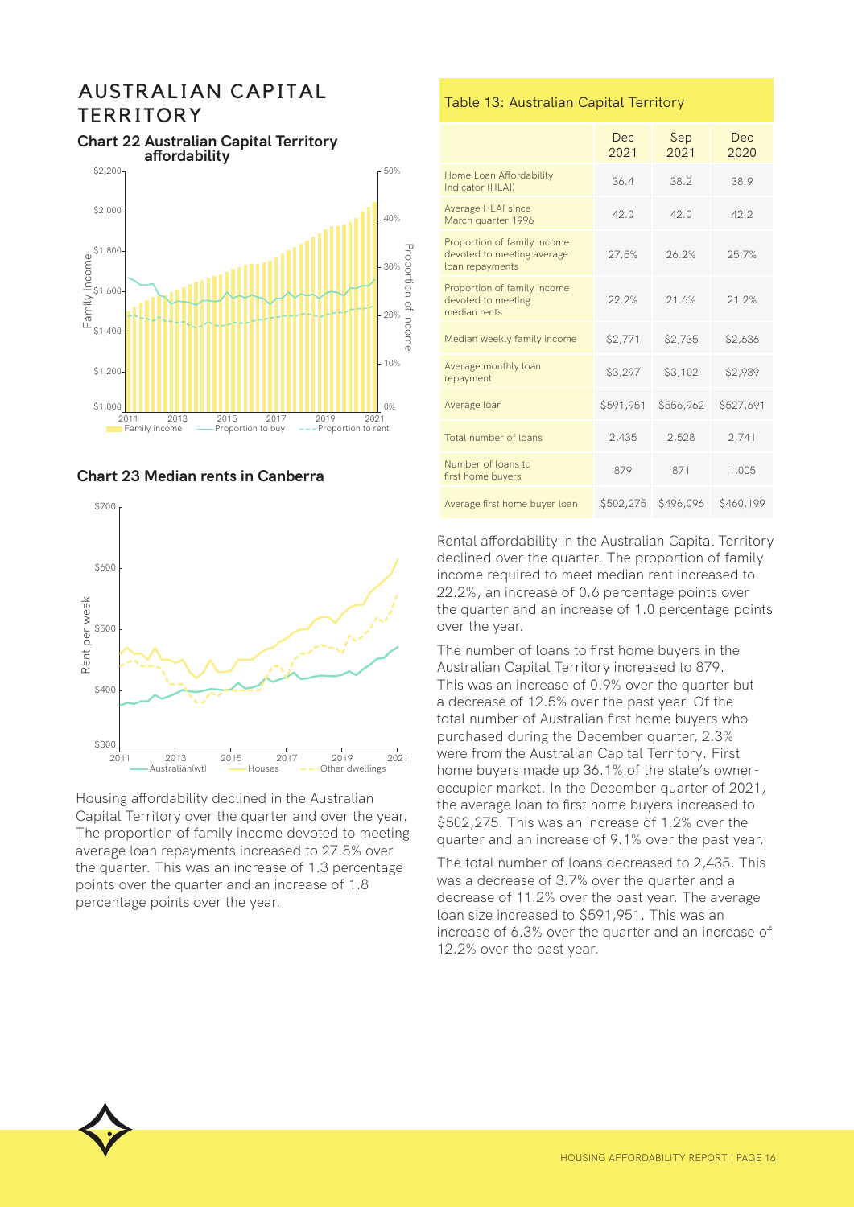# AUSTRALIAN CAPITAL TERRITORY

**Chart 22 Australian Capital Territory affordability**

**Chart 23 Median rents in Canberra**

Housing affordability declined in the Australian Capital Territory over the quarter and over the year. The proportion of family income devoted to meeting average loan repayments increased to 27.5% over the quarter. This was an increase of 1.3 percentage points over the quarter and an increase of 1.8 percentage points over the year.

Table 13: Australian Capital Territory

| | Dec 2021 | Sep 2021 | Dec 2020 |
|---|---|---|---|
| Home Loan Affordability Indicator (HLAI) | 36.4 | 38.2 | 38.9 |
| Average HLAI since March quarter 1996 | 42.0 | 42.0 | 42.2 |
| Proportion of family income devoted to meeting average loan repayments | 27.5% | 26.2% | 25.7% |
| Proportion of family income devoted to meeting median rents | 22.2% | 21.6% | 21.2% |
| Median weekly family income | $2,771 | $2,735 | $2,636 |
| Average monthly loan repayment | $3,297 | $3,102 | $2,939 |
| Average loan | $591,951 | $556,962 | $527,691 |
| Total number of loans | 2,435 | 2,528 | 2,741 |
| Number of loans to first home buyers | 879 | 871 | 1,005 |
| Average first home buyer loan | $502,275 | $496,096 | $460,199 |

Rental affordability in the Australian Capital Territory declined over the quarter. The proportion of family income required to meet median rent increased to 22.2%, an increase of 0.6 percentage points over the quarter and an increase of 1.0 percentage points over the year.

The number of loans to first home buyers in the Australian Capital Territory increased to 879. This was an increase of 0.9% over the quarter but a decrease of 12.5% over the past year. Of the total number of Australian first home buyers who purchased during the December quarter, 2.3% were from the Australian Capital Territory. First home buyers made up 36.1% of the state's owner-occupier market. In the December quarter of 2021, the average loan to first home buyers increased to $502,275. This was an increase of 1.2% over the quarter and an increase of 9.1% over the past year.

The total number of loans decreased to 2,435. This was a decrease of 3.7% over the quarter and a decrease of 11.2% over the past year. The average loan size increased to $591,951. This was an increase of 6.3% over the quarter and an increase of 12.2% over the past year.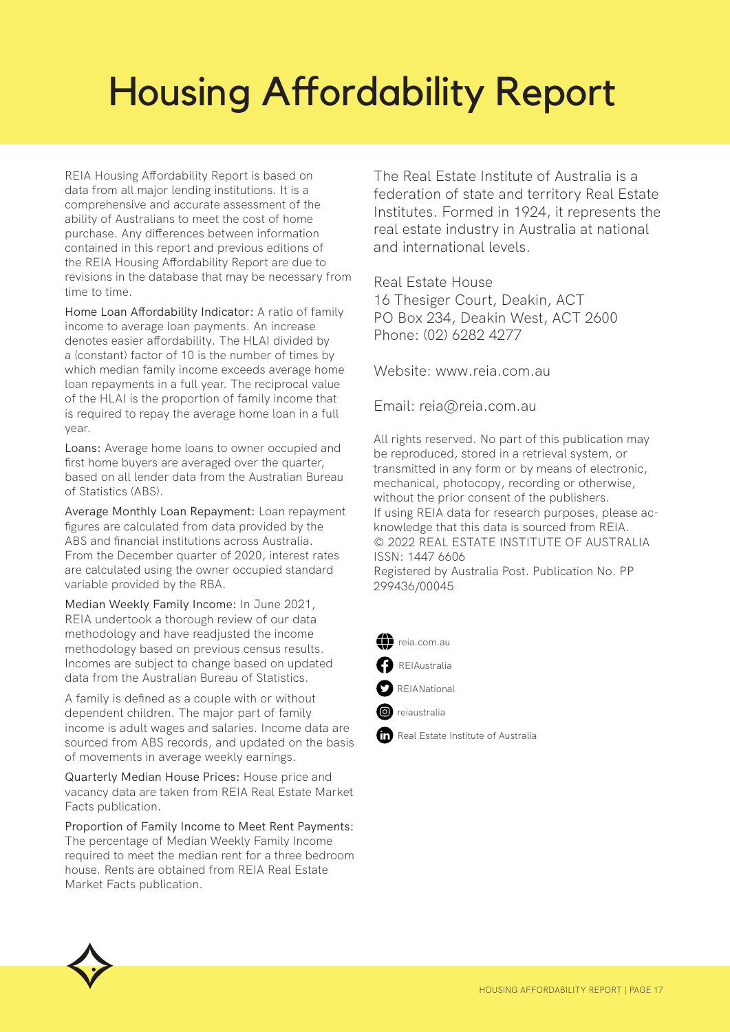# Housing Affordability Report

REIA Housing Affordability Report is based on data from all major lending institutions. It is a comprehensive and accurate assessment of the ability of Australians to meet the cost of home purchase. Any differences between information contained in this report and previous editions of the REIA Housing Affordability Report are due to revisions in the database that may be necessary from time to time.

**Home Loan Affordability Indicator:** A ratio of family income to average loan payments. An increase denotes easier affordability. The HLAI divided by a (constant) factor of 10 is the number of times by which median family income exceeds average home loan repayments in a full year. The reciprocal value of the HLAI is the proportion of family income that is required to repay the average home loan in a full year.

**Loans:** Average home loans to owner occupied and first home buyers are averaged over the quarter, based on all lender data from the Australian Bureau of Statistics (ABS).

**Average Monthly Loan Repayment:** Loan repayment figures are calculated from data provided by the ABS and financial institutions across Australia. From the December quarter of 2020, interest rates are calculated using the owner occupied standard variable provided by the RBA.

**Median Weekly Family Income:** In June 2021, REIA undertook a thorough review of our data methodology and have readjusted the income methodology based on previous census results. Incomes are subject to change based on updated data from the Australian Bureau of Statistics.

A family is defined as a couple with or without dependent children. The major part of family income is adult wages and salaries. Income data are sourced from ABS records, and updated on the basis of movements in average weekly earnings.

**Quarterly Median House Prices:** House price and vacancy data are taken from REIA Real Estate Market Facts publication.

**Proportion of Family Income to Meet Rent Payments:** The percentage of Median Weekly Family Income required to meet the median rent for a three bedroom house. Rents are obtained from REIA Real Estate Market Facts publication.

The Real Estate Institute of Australia is a federation of state and territory Real Estate Institutes. Formed in 1924, it represents the real estate industry in Australia at national and international levels.

Real Estate House
16 Thesiger Court, Deakin, ACT
PO Box 234, Deakin West, ACT 2600
Phone: (02) 6282 4277

Website: www.reia.com.au

Email: reia@reia.com.au

All rights reserved. No part of this publication may be reproduced, stored in a retrieval system, or transmitted in any form or by means of electronic, mechanical, photocopy, recording or otherwise, without the prior consent of the publishers.
If using REIA data for research purposes, please acknowledge that this data is sourced from REIA.
© 2022 REAL ESTATE INSTITUTE OF AUSTRALIA
ISSN: 1447 6606
Registered by Australia Post. Publication No. PP 299436/00045

reia.com.au
REIAustralia
REIANational
reiaustralia
Real Estate Institute of Australia